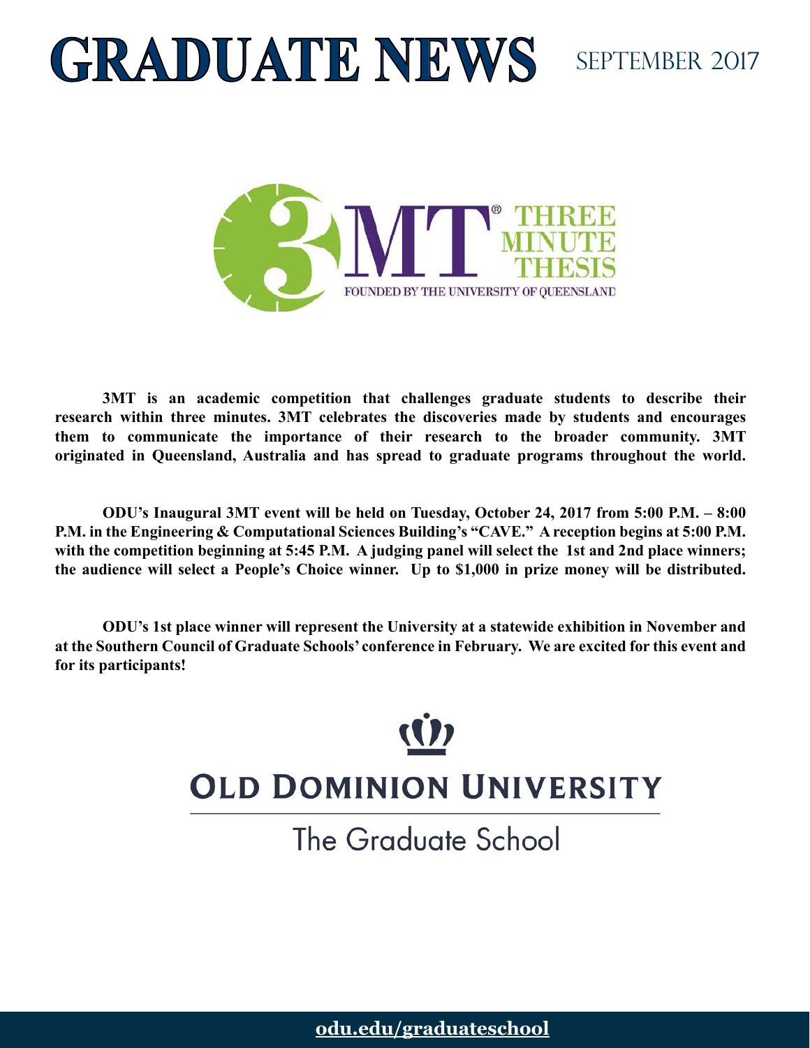# GRADUATE NEWS

SEPTEMBER 2017

3MT® THREE MINUTE THESIS

FOUNDED BY THE UNIVERSITY OF QUEENSLAND

**3MT is an academic competition that challenges graduate students to describe their research within three minutes. 3MT celebrates the discoveries made by students and encourages them to communicate the importance of their research to the broader community. 3MT originated in Queensland, Australia and has spread to graduate programs throughout the world.**

**ODU's Inaugural 3MT event will be held on Tuesday, October 24, 2017 from 5:00 P.M. – 8:00 P.M. in the Engineering & Computational Sciences Building's "CAVE." A reception begins at 5:00 P.M. with the competition beginning at 5:45 P.M. A judging panel will select the 1st and 2nd place winners; the audience will select a People's Choice winner. Up to $1,000 in prize money will be distributed.**

**ODU's 1st place winner will represent the University at a statewide exhibition in November and at the Southern Council of Graduate Schools' conference in February. We are excited for this event and for its participants!**

OLD DOMINION UNIVERSITY

The Graduate School

odu.edu/graduateschool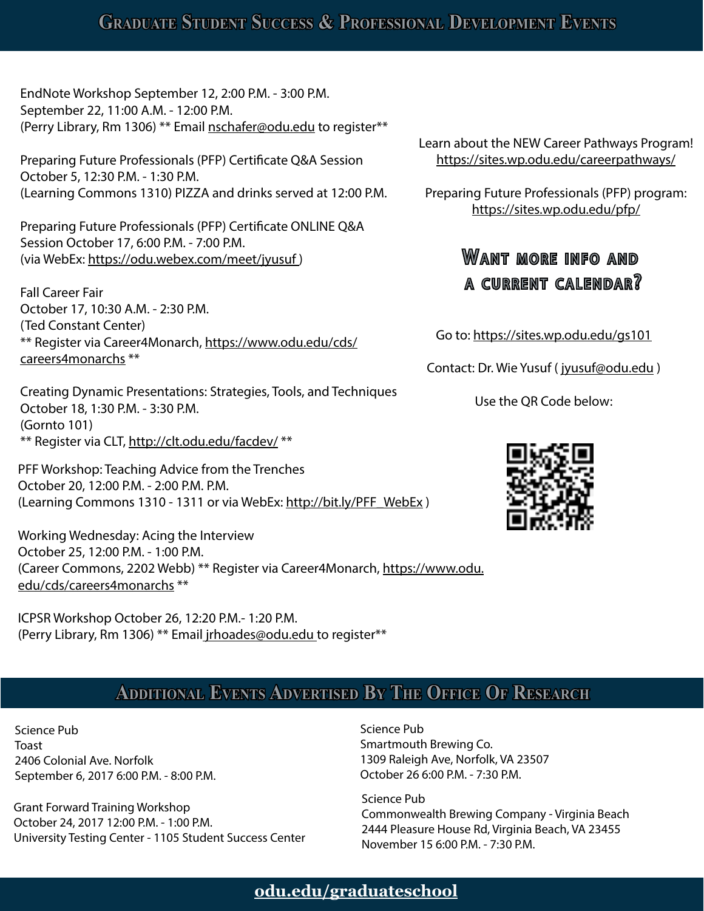# Graduate Student Success & Professional Development Events

EndNote Workshop September 12, 2:00 P.M. - 3:00 P.M.
September 22, 11:00 A.M. - 12:00 P.M.
(Perry Library, Rm 1306) ** Email nschafer@odu.edu to register**

Preparing Future Professionals (PFP) Certificate Q&A Session
October 5, 12:30 P.M. - 1:30 P.M.
(Learning Commons 1310) PIZZA and drinks served at 12:00 P.M.

Preparing Future Professionals (PFP) Certificate ONLINE Q&A Session October 17, 6:00 P.M. - 7:00 P.M.
(via WebEx: https://odu.webex.com/meet/jyusuf )

Fall Career Fair
October 17, 10:30 A.M. - 2:30 P.M.
(Ted Constant Center)
** Register via Career4Monarch, https://www.odu.edu/cds/careers4monarchs **

Creating Dynamic Presentations: Strategies, Tools, and Techniques
October 18, 1:30 P.M. - 3:30 P.M.
(Gornto 101)
** Register via CLT, http://clt.odu.edu/facdev/ **

PFF Workshop: Teaching Advice from the Trenches
October 20, 12:00 P.M. - 2:00 P.M. P.M.
(Learning Commons 1310 - 1311 or via WebEx: http://bit.ly/PFF_WebEx )

Working Wednesday: Acing the Interview
October 25, 12:00 P.M. - 1:00 P.M.
(Career Commons, 2202 Webb) ** Register via Career4Monarch, https://www.odu.edu/cds/careers4monarchs **

ICPSR Workshop October 26, 12:20 P.M.- 1:20 P.M.
(Perry Library, Rm 1306) ** Email jrhoades@odu.edu to register**

Learn about the NEW Career Pathways Program!
https://sites.wp.odu.edu/careerpathways/

Preparing Future Professionals (PFP) program:
https://sites.wp.odu.edu/pfp/

## Want more info and a current calendar?

Go to: https://sites.wp.odu.edu/gs101

Contact: Dr. Wie Yusuf ( jyusuf@odu.edu )

Use the QR Code below:

# Additional Events Advertised By The Office Of Research

Science Pub
Toast
2406 Colonial Ave. Norfolk
September 6, 2017 6:00 P.M. - 8:00 P.M.

Grant Forward Training Workshop
October 24, 2017 12:00 P.M. - 1:00 P.M.
University Testing Center - 1105 Student Success Center

Science Pub
Smartmouth Brewing Co.
1309 Raleigh Ave, Norfolk, VA 23507
October 26 6:00 P.M. - 7:30 P.M.

Science Pub
Commonwealth Brewing Company - Virginia Beach
2444 Pleasure House Rd, Virginia Beach, VA 23455
November 15 6:00 P.M. - 7:30 P.M.

**odu.edu/graduateschool**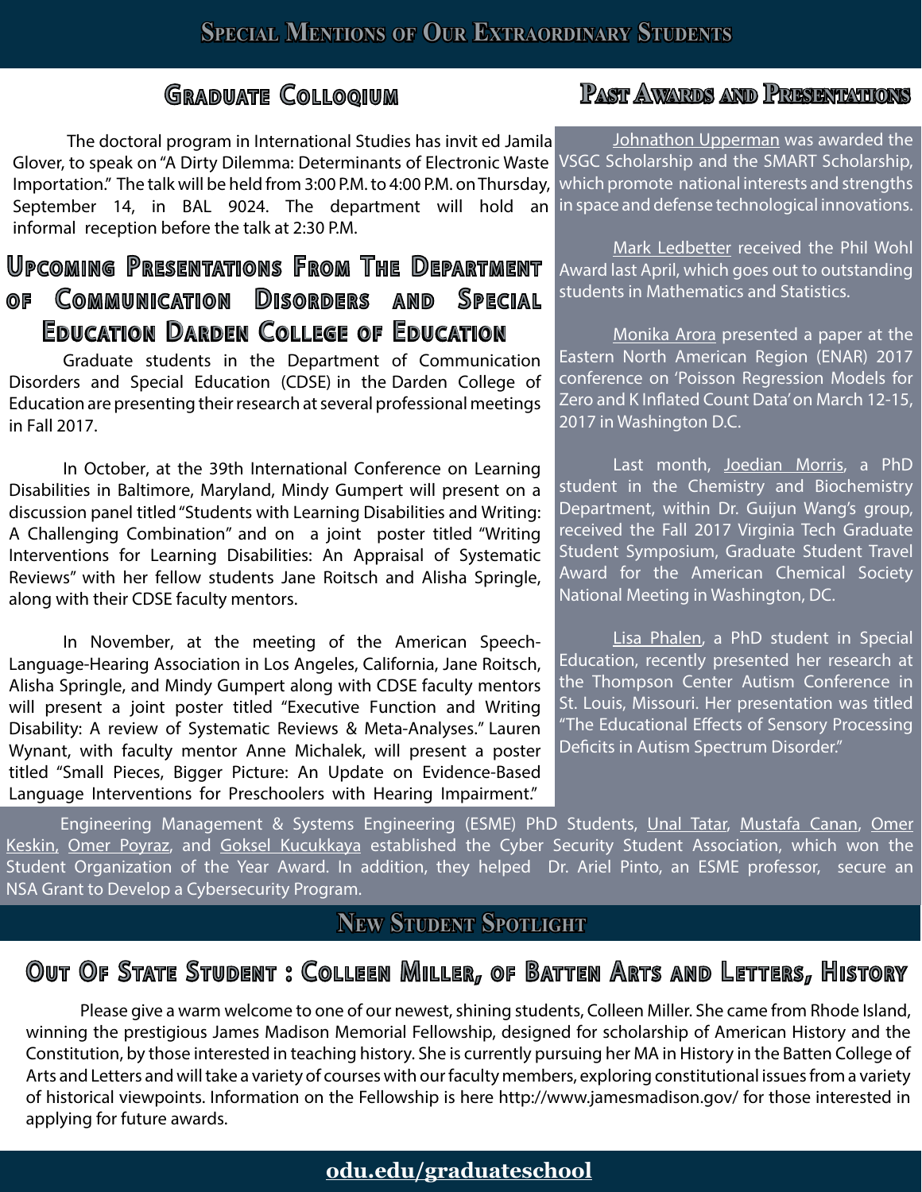# Special Mentions of Our Extraordinary Students

## Graduate Colloquium

The doctoral program in International Studies has invit ed Jamila Glover, to speak on "A Dirty Dilemma: Determinants of Electronic Waste Importation." The talk will be held from 3:00 P.M. to 4:00 P.M. on Thursday, September 14, in BAL 9024. The department will hold an informal reception before the talk at 2:30 P.M.

## Upcoming Presentations From The Department of Communication Disorders and Special Education Darden College of Education

Graduate students in the Department of Communication Disorders and Special Education (CDSE) in the Darden College of Education are presenting their research at several professional meetings in Fall 2017.

In October, at the 39th International Conference on Learning Disabilities in Baltimore, Maryland, Mindy Gumpert will present on a discussion panel titled "Students with Learning Disabilities and Writing: A Challenging Combination" and on a joint poster titled "Writing Interventions for Learning Disabilities: An Appraisal of Systematic Reviews" with her fellow students Jane Roitsch and Alisha Springle, along with their CDSE faculty mentors.

In November, at the meeting of the American Speech-Language-Hearing Association in Los Angeles, California, Jane Roitsch, Alisha Springle, and Mindy Gumpert along with CDSE faculty mentors will present a joint poster titled "Executive Function and Writing Disability: A review of Systematic Reviews & Meta-Analyses." Lauren Wynant, with faculty mentor Anne Michalek, will present a poster titled "Small Pieces, Bigger Picture: An Update on Evidence-Based Language Interventions for Preschoolers with Hearing Impairment."

## Past Awards and Presentations

Johnathon Upperman was awarded the VSGC Scholarship and the SMART Scholarship, which promote national interests and strengths in space and defense technological innovations.

Mark Ledbetter received the Phil Wohl Award last April, which goes out to outstanding students in Mathematics and Statistics.

Monika Arora presented a paper at the Eastern North American Region (ENAR) 2017 conference on 'Poisson Regression Models for Zero and K Inflated Count Data' on March 12-15, 2017 in Washington D.C.

Last month, Joedian Morris, a PhD student in the Chemistry and Biochemistry Department, within Dr. Guijun Wang's group, received the Fall 2017 Virginia Tech Graduate Student Symposium, Graduate Student Travel Award for the American Chemical Society National Meeting in Washington, DC.

Lisa Phalen, a PhD student in Special Education, recently presented her research at the Thompson Center Autism Conference in St. Louis, Missouri. Her presentation was titled "The Educational Effects of Sensory Processing Deficits in Autism Spectrum Disorder."

Engineering Management & Systems Engineering (ESME) PhD Students, Unal Tatar, Mustafa Canan, Omer Keskin, Omer Poyraz, and Goksel Kucukkaya established the Cyber Security Student Association, which won the Student Organization of the Year Award. In addition, they helped Dr. Ariel Pinto, an ESME professor, secure an NSA Grant to Develop a Cybersecurity Program.

# New Student Spotlight

## Out Of State Student : Colleen Miller, of Batten Arts and Letters, History

Please give a warm welcome to one of our newest, shining students, Colleen Miller. She came from Rhode Island, winning the prestigious James Madison Memorial Fellowship, designed for scholarship of American History and the Constitution, by those interested in teaching history. She is currently pursuing her MA in History in the Batten College of Arts and Letters and will take a variety of courses with our faculty members, exploring constitutional issues from a variety of historical viewpoints. Information on the Fellowship is here http://www.jamesmadison.gov/ for those interested in applying for future awards.

odu.edu/graduateschool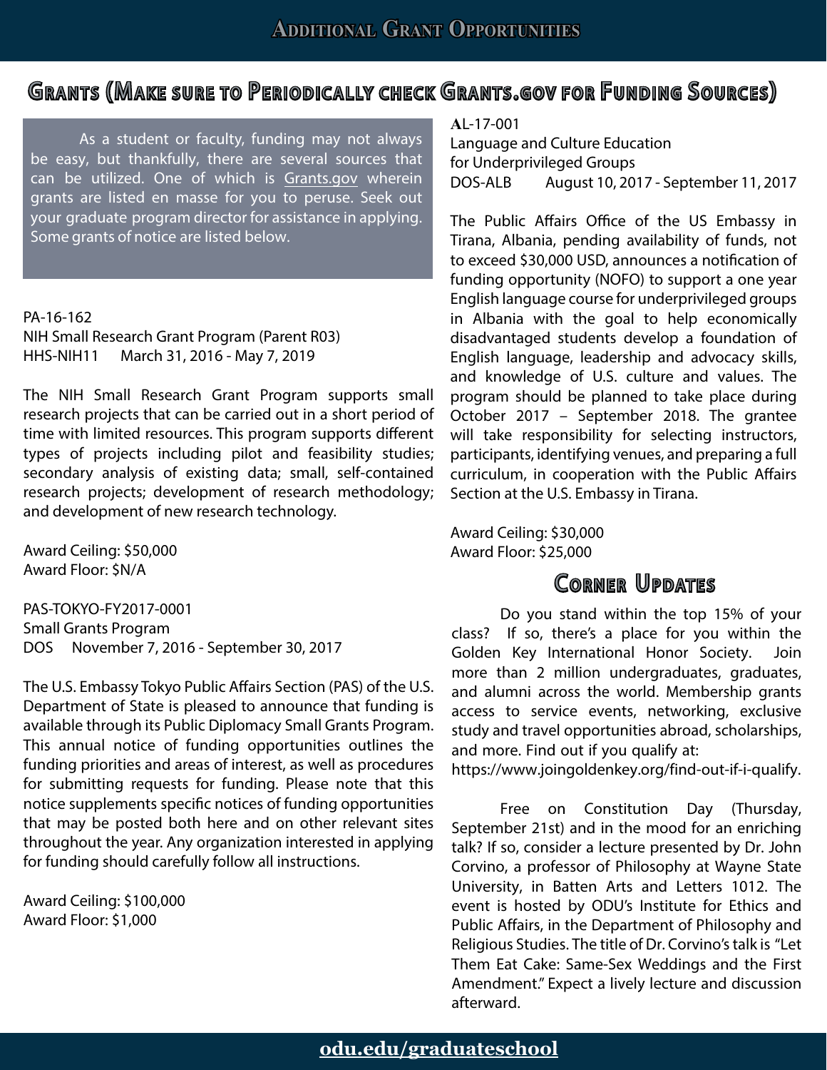# Additional Grant Opportunities

## Grants (Make sure to Periodically check Grants.gov for Funding Sources)

As a student or faculty, funding may not always be easy, but thankfully, there are several sources that can be utilized. One of which is Grants.gov wherein grants are listed en masse for you to peruse. Seek out your graduate program director for assistance in applying. Some grants of notice are listed below.

PA-16-162
NIH Small Research Grant Program (Parent R03)
HHS-NIH11 March 31, 2016 - May 7, 2019

The NIH Small Research Grant Program supports small research projects that can be carried out in a short period of time with limited resources. This program supports different types of projects including pilot and feasibility studies; secondary analysis of existing data; small, self-contained research projects; development of research methodology; and development of new research technology.

Award Ceiling: $50,000
Award Floor: $N/A

PAS-TOKYO-FY2017-0001
Small Grants Program
DOS November 7, 2016 - September 30, 2017

The U.S. Embassy Tokyo Public Affairs Section (PAS) of the U.S. Department of State is pleased to announce that funding is available through its Public Diplomacy Small Grants Program. This annual notice of funding opportunities outlines the funding priorities and areas of interest, as well as procedures for submitting requests for funding. Please note that this notice supplements specific notices of funding opportunities that may be posted both here and on other relevant sites throughout the year. Any organization interested in applying for funding should carefully follow all instructions.

Award Ceiling: $100,000
Award Floor: $1,000

AL-17-001
Language and Culture Education for Underprivileged Groups
DOS-ALB August 10, 2017 - September 11, 2017

The Public Affairs Office of the US Embassy in Tirana, Albania, pending availability of funds, not to exceed $30,000 USD, announces a notification of funding opportunity (NOFO) to support a one year English language course for underprivileged groups in Albania with the goal to help economically disadvantaged students develop a foundation of English language, leadership and advocacy skills, and knowledge of U.S. culture and values. The program should be planned to take place during October 2017 – September 2018. The grantee will take responsibility for selecting instructors, participants, identifying venues, and preparing a full curriculum, in cooperation with the Public Affairs Section at the U.S. Embassy in Tirana.

Award Ceiling: $30,000
Award Floor: $25,000

## Corner Updates

Do you stand within the top 15% of your class? If so, there's a place for you within the Golden Key International Honor Society. Join more than 2 million undergraduates, graduates, and alumni across the world. Membership grants access to service events, networking, exclusive study and travel opportunities abroad, scholarships, and more. Find out if you qualify at: https://www.joingoldenkey.org/find-out-if-i-qualify.

Free on Constitution Day (Thursday, September 21st) and in the mood for an enriching talk? If so, consider a lecture presented by Dr. John Corvino, a professor of Philosophy at Wayne State University, in Batten Arts and Letters 1012. The event is hosted by ODU's Institute for Ethics and Public Affairs, in the Department of Philosophy and Religious Studies. The title of Dr. Corvino's talk is "Let Them Eat Cake: Same-Sex Weddings and the First Amendment." Expect a lively lecture and discussion afterward.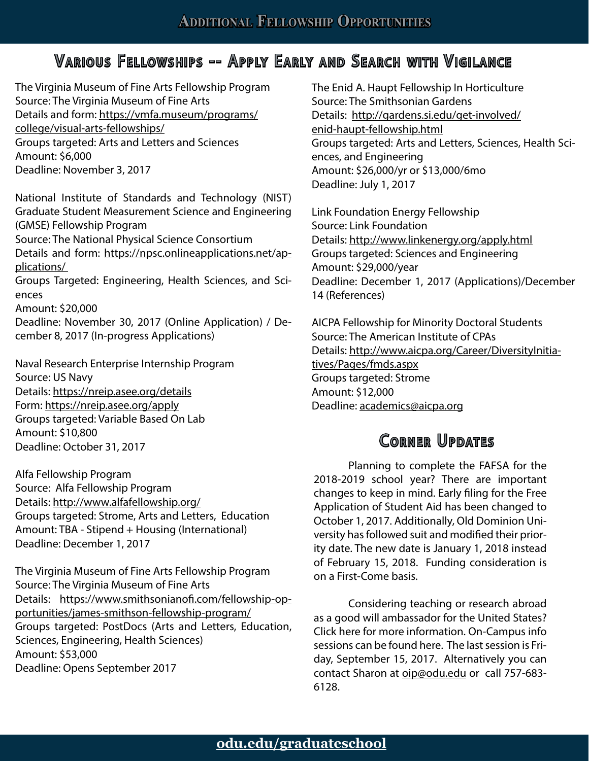# Additional Fellowship Opportunities

## Various Fellowships -- Apply Early and Search with Vigilance

The Virginia Museum of Fine Arts Fellowship Program
Source: The Virginia Museum of Fine Arts
Details and form: https://vmfa.museum/programs/college/visual-arts-fellowships/
Groups targeted: Arts and Letters and Sciences
Amount: $6,000
Deadline: November 3, 2017

National Institute of Standards and Technology (NIST) Graduate Student Measurement Science and Engineering (GMSE) Fellowship Program
Source: The National Physical Science Consortium
Details and form: https://npsc.onlineapplications.net/applications/
Groups Targeted: Engineering, Health Sciences, and Sciences
Amount: $20,000
Deadline: November 30, 2017 (Online Application) / December 8, 2017 (In-progress Applications)

Naval Research Enterprise Internship Program
Source: US Navy
Details: https://nreip.asee.org/details
Form: https://nreip.asee.org/apply
Groups targeted: Variable Based On Lab
Amount: $10,800
Deadline: October 31, 2017

Alfa Fellowship Program
Source: Alfa Fellowship Program
Details: http://www.alfafellowship.org/
Groups targeted: Strome, Arts and Letters, Education
Amount: TBA - Stipend + Housing (International)
Deadline: December 1, 2017

The Virginia Museum of Fine Arts Fellowship Program
Source: The Virginia Museum of Fine Arts
Details: https://www.smithsonianofi.com/fellowship-opportunities/james-smithson-fellowship-program/
Groups targeted: PostDocs (Arts and Letters, Education, Sciences, Engineering, Health Sciences)
Amount: $53,000
Deadline: Opens September 2017

The Enid A. Haupt Fellowship In Horticulture
Source: The Smithsonian Gardens
Details: http://gardens.si.edu/get-involved/enid-haupt-fellowship.html
Groups targeted: Arts and Letters, Sciences, Health Sciences, and Engineering
Amount: $26,000/yr or $13,000/6mo
Deadline: July 1, 2017

Link Foundation Energy Fellowship
Source: Link Foundation
Details: http://www.linkenergy.org/apply.html
Groups targeted: Sciences and Engineering
Amount: $29,000/year
Deadline: December 1, 2017 (Applications)/December 14 (References)

AICPA Fellowship for Minority Doctoral Students
Source: The American Institute of CPAs
Details: http://www.aicpa.org/Career/DiversityInitiatives/Pages/fmds.aspx
Groups targeted: Strome
Amount: $12,000
Deadline: academics@aicpa.org

## Corner Updates

Planning to complete the FAFSA for the 2018-2019 school year? There are important changes to keep in mind. Early filing for the Free Application of Student Aid has been changed to October 1, 2017. Additionally, Old Dominion University has followed suit and modified their priority date. The new date is January 1, 2018 instead of February 15, 2018. Funding consideration is on a First-Come basis.

Considering teaching or research abroad as a good will ambassador for the United States? Click here for more information. On-Campus info sessions can be found here. The last session is Friday, September 15, 2017. Alternatively you can contact Sharon at oip@odu.edu or call 757-683-6128.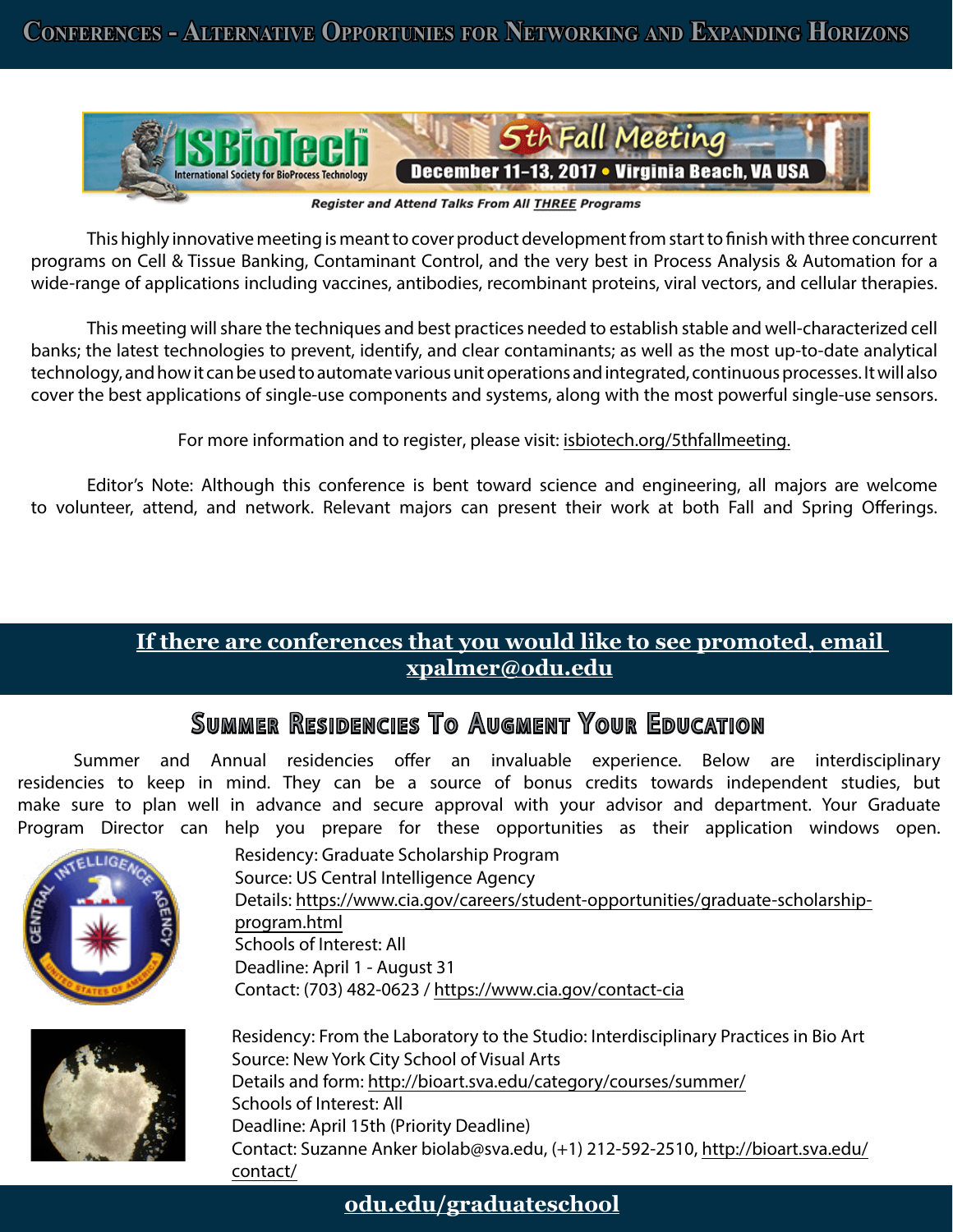# Conferences - Alternative Opportunies for Networking and Expanding Horizons

ISBioTech International Society for BioProcess Technology — 5th Fall Meeting — December 11-13, 2017 • Virginia Beach, VA USA

*Register and Attend Talks From All THREE Programs*

This highly innovative meeting is meant to cover product development from start to finish with three concurrent programs on Cell & Tissue Banking, Contaminant Control, and the very best in Process Analysis & Automation for a wide-range of applications including vaccines, antibodies, recombinant proteins, viral vectors, and cellular therapies.

This meeting will share the techniques and best practices needed to establish stable and well-characterized cell banks; the latest technologies to prevent, identify, and clear contaminants; as well as the most up-to-date analytical technology, and how it can be used to automate various unit operations and integrated, continuous processes. It will also cover the best applications of single-use components and systems, along with the most powerful single-use sensors.

For more information and to register, please visit: isbiotech.org/5thfallmeeting.

Editor's Note: Although this conference is bent toward science and engineering, all majors are welcome to volunteer, attend, and network. Relevant majors can present their work at both Fall and Spring Offerings.

**If there are conferences that you would like to see promoted, email xpalmer@odu.edu**

## Summer Residencies To Augment Your Education

Summer and Annual residencies offer an invaluable experience. Below are interdisciplinary residencies to keep in mind. They can be a source of bonus credits towards independent studies, but make sure to plan well in advance and secure approval with your advisor and department. Your Graduate Program Director can help you prepare for these opportunities as their application windows open.

Residency: Graduate Scholarship Program
Source: US Central Intelligence Agency
Details: https://www.cia.gov/careers/student-opportunities/graduate-scholarship-program.html
Schools of Interest: All
Deadline: April 1 - August 31
Contact: (703) 482-0623 / https://www.cia.gov/contact-cia

Residency: From the Laboratory to the Studio: Interdisciplinary Practices in Bio Art
Source: New York City School of Visual Arts
Details and form: http://bioart.sva.edu/category/courses/summer/
Schools of Interest: All
Deadline: April 15th (Priority Deadline)
Contact: Suzanne Anker biolab@sva.edu, (+1) 212-592-2510, http://bioart.sva.edu/contact/

**odu.edu/graduateschool**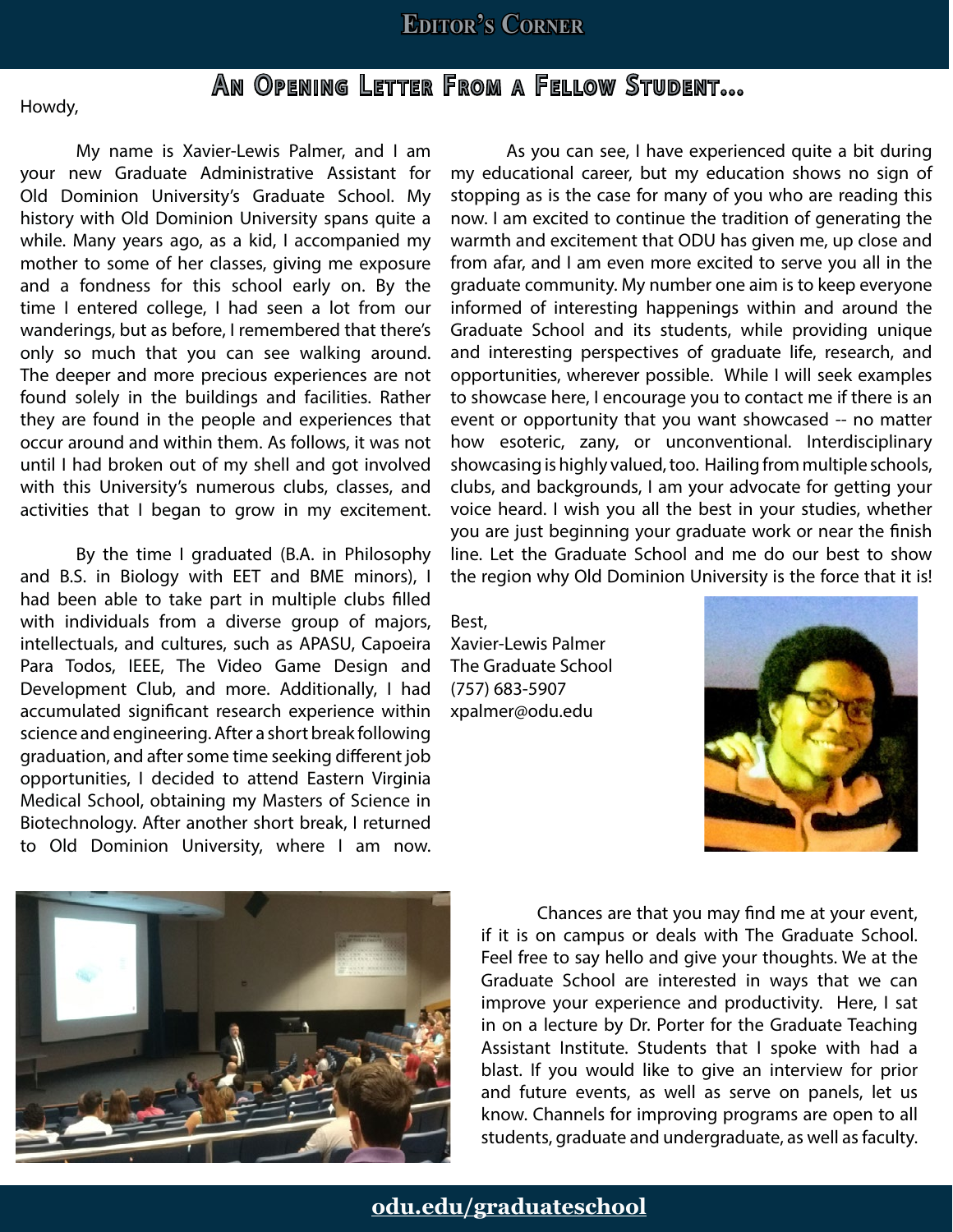## An Opening Letter From a Fellow Student...

Howdy,

My name is Xavier-Lewis Palmer, and I am your new Graduate Administrative Assistant for Old Dominion University's Graduate School. My history with Old Dominion University spans quite a while. Many years ago, as a kid, I accompanied my mother to some of her classes, giving me exposure and a fondness for this school early on. By the time I entered college, I had seen a lot from our wanderings, but as before, I remembered that there's only so much that you can see walking around. The deeper and more precious experiences are not found solely in the buildings and facilities. Rather they are found in the people and experiences that occur around and within them. As follows, it was not until I had broken out of my shell and got involved with this University's numerous clubs, classes, and activities that I began to grow in my excitement.

By the time I graduated (B.A. in Philosophy and B.S. in Biology with EET and BME minors), I had been able to take part in multiple clubs filled with individuals from a diverse group of majors, intellectuals, and cultures, such as APASU, Capoeira Para Todos, IEEE, The Video Game Design and Development Club, and more. Additionally, I had accumulated significant research experience within science and engineering. After a short break following graduation, and after some time seeking different job opportunities, I decided to attend Eastern Virginia Medical School, obtaining my Masters of Science in Biotechnology. After another short break, I returned to Old Dominion University, where I am now.

As you can see, I have experienced quite a bit during my educational career, but my education shows no sign of stopping as is the case for many of you who are reading this now. I am excited to continue the tradition of generating the warmth and excitement that ODU has given me, up close and from afar, and I am even more excited to serve you all in the graduate community. My number one aim is to keep everyone informed of interesting happenings within and around the Graduate School and its students, while providing unique and interesting perspectives of graduate life, research, and opportunities, wherever possible. While I will seek examples to showcase here, I encourage you to contact me if there is an event or opportunity that you want showcased -- no matter how esoteric, zany, or unconventional. Interdisciplinary showcasing is highly valued, too. Hailing from multiple schools, clubs, and backgrounds, I am your advocate for getting your voice heard. I wish you all the best in your studies, whether you are just beginning your graduate work or near the finish line. Let the Graduate School and me do our best to show the region why Old Dominion University is the force that it is!

Best,
Xavier-Lewis Palmer
The Graduate School
(757) 683-5907
xpalmer@odu.edu

Chances are that you may find me at your event, if it is on campus or deals with The Graduate School. Feel free to say hello and give your thoughts. We at the Graduate School are interested in ways that we can improve your experience and productivity. Here, I sat in on a lecture by Dr. Porter for the Graduate Teaching Assistant Institute. Students that I spoke with had a blast. If you would like to give an interview for prior and future events, as well as serve on panels, let us know. Channels for improving programs are open to all students, graduate and undergraduate, as well as faculty.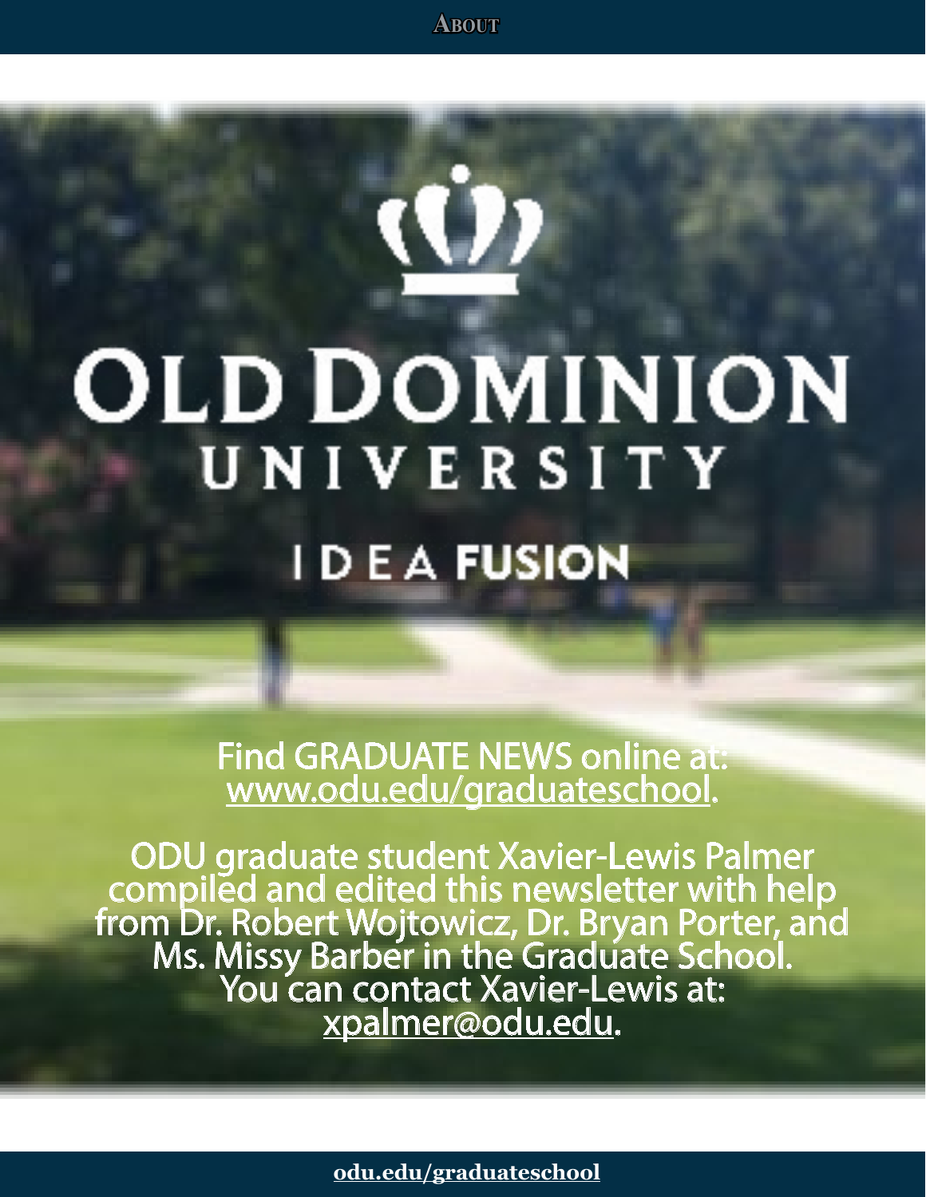# About

OLD DOMINION UNIVERSITY

IDEA FUSION

Find GRADUATE NEWS online at:
www.odu.edu/graduateschool.

ODU graduate student Xavier-Lewis Palmer compiled and edited this newsletter with help from Dr. Robert Wojtowicz, Dr. Bryan Porter, and Ms. Missy Barber in the Graduate School.
You can contact Xavier-Lewis at:
xpalmer@odu.edu.